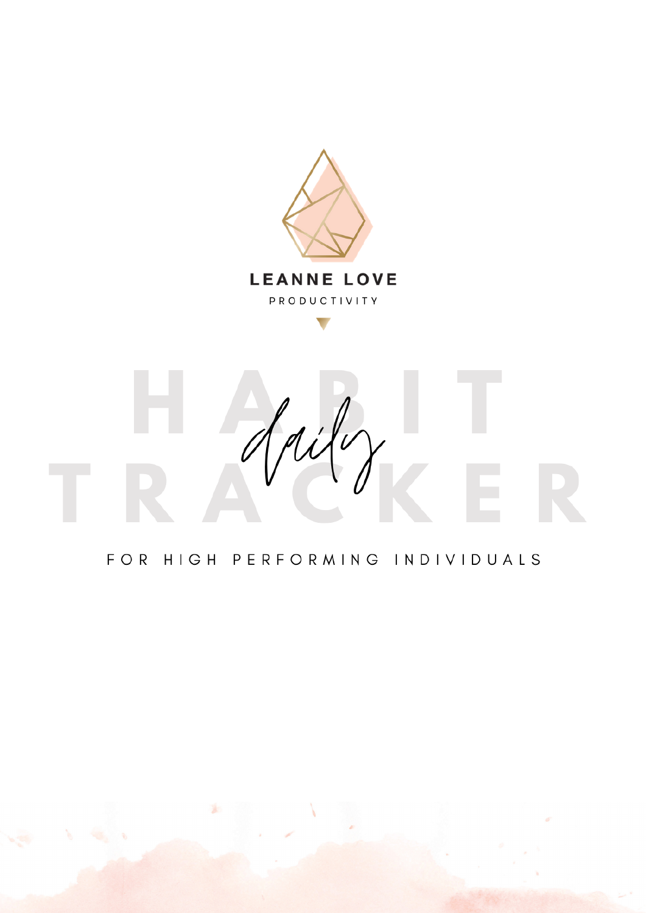LEANNE LOVE

PRODUCTIVITY

# HABIT *daily* TRACKER

FOR HIGH PERFORMING INDIVIDUALS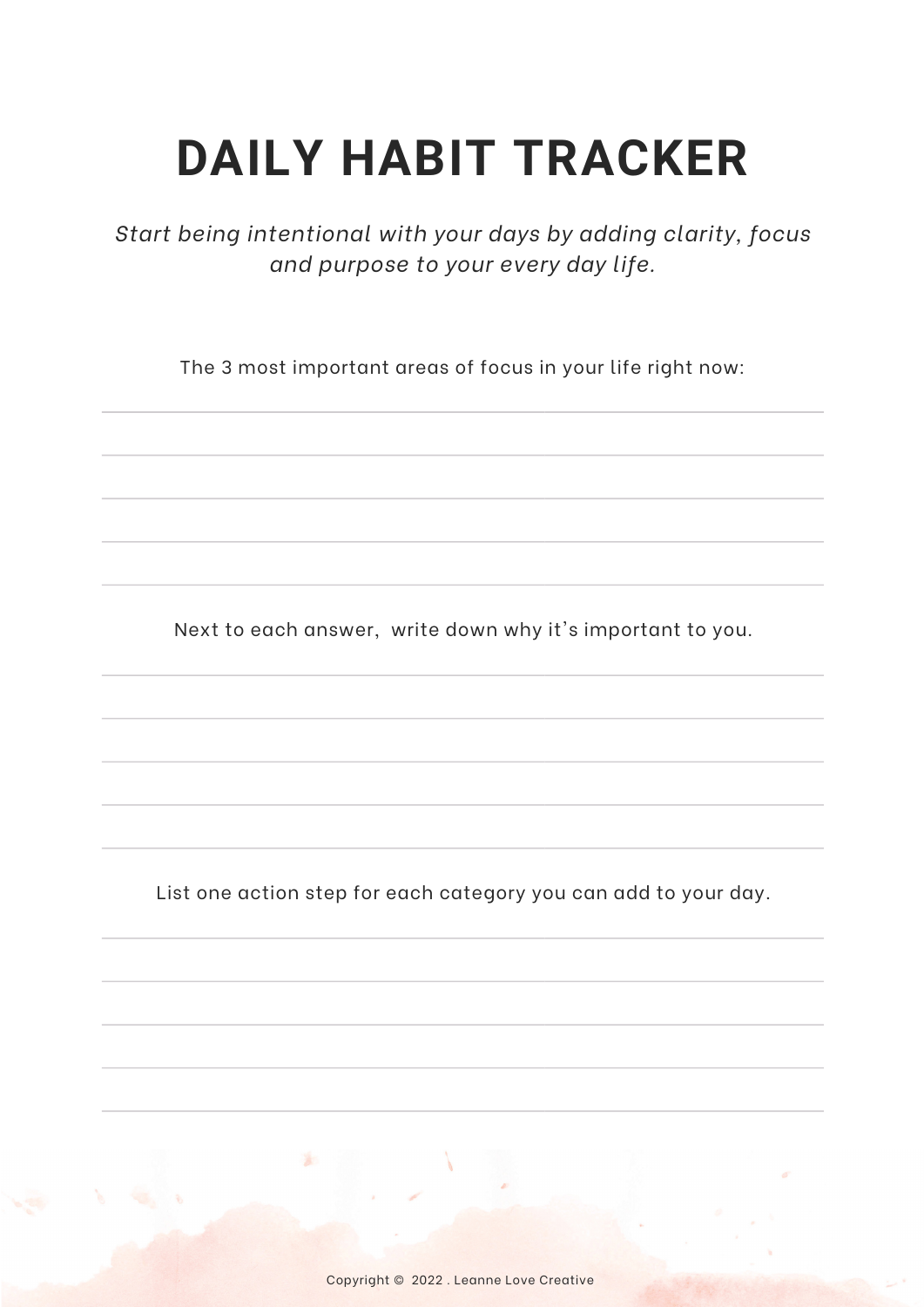# DAILY HABIT TRACKER

*Start being intentional with your days by adding clarity, focus and purpose to your every day life.*

The 3 most important areas of focus in your life right now:

Next to each answer, write down why it's important to you.

List one action step for each category you can add to your day.

Copyright © 2022 . Leanne Love Creative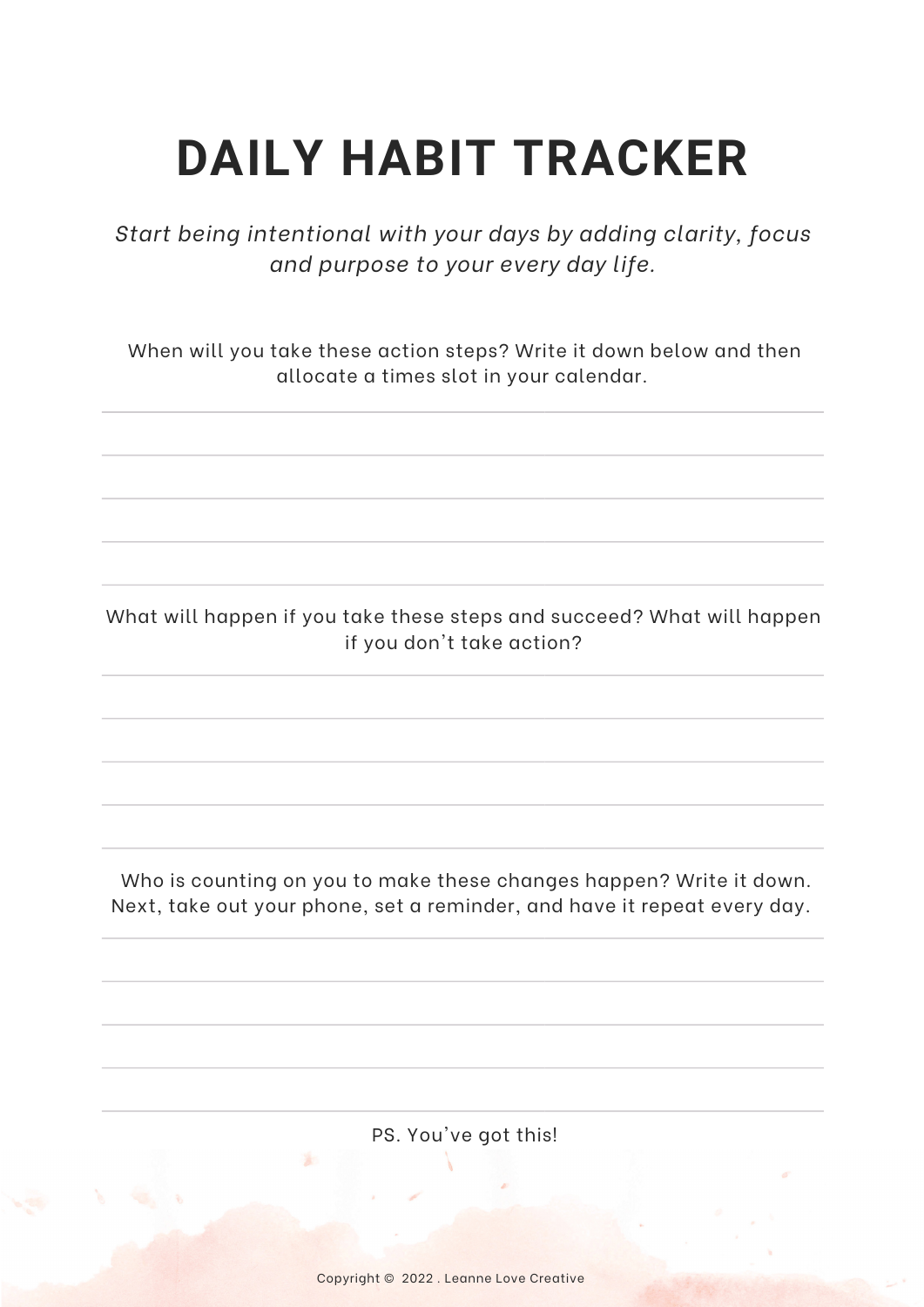# DAILY HABIT TRACKER

*Start being intentional with your days by adding clarity, focus and purpose to your every day life.*

When will you take these action steps? Write it down below and then allocate a times slot in your calendar.

What will happen if you take these steps and succeed? What will happen if you don't take action?

Who is counting on you to make these changes happen? Write it down. Next, take out your phone, set a reminder, and have it repeat every day.

PS. You've got this!

Copyright © 2022 . Leanne Love Creative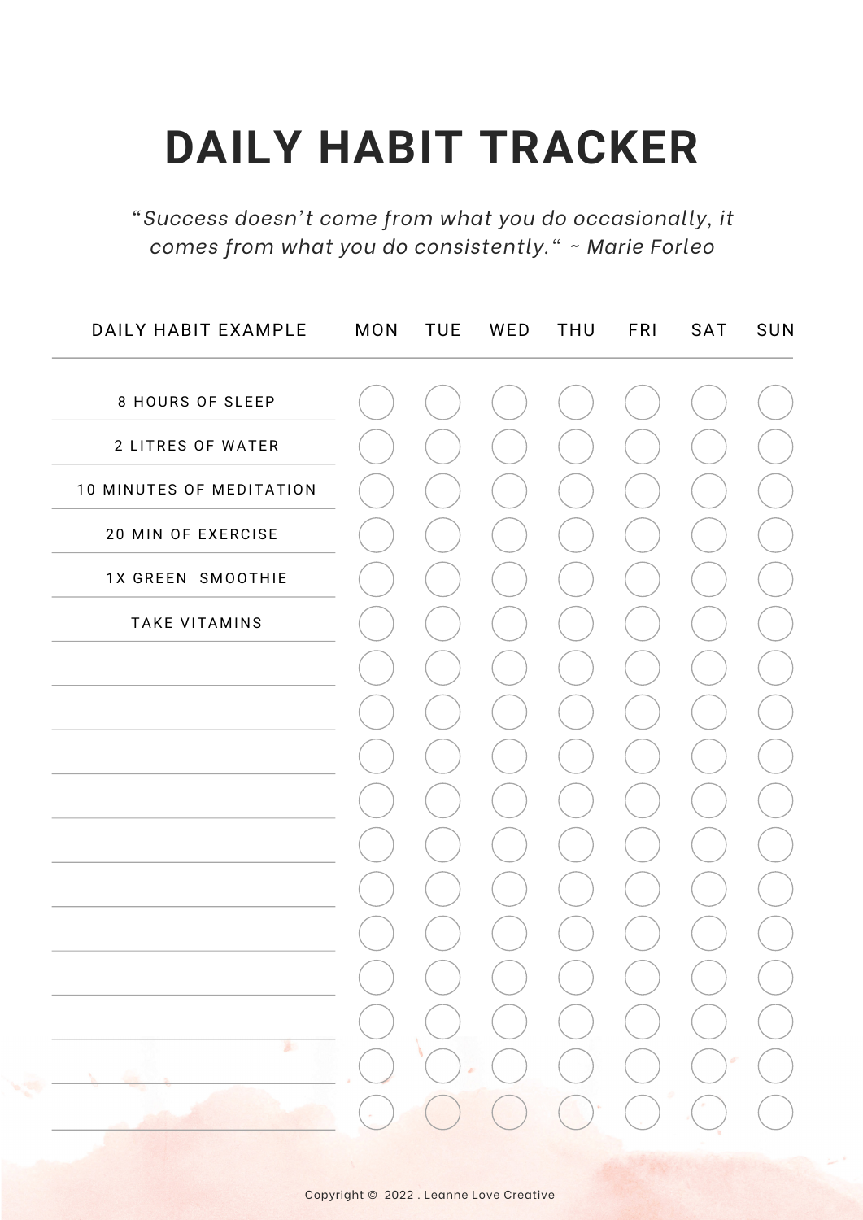# DAILY HABIT TRACKER

*"Success doesn't come from what you do occasionally, it comes from what you do consistently." ~ Marie Forleo*

| DAILY HABIT EXAMPLE | MON | TUE | WED | THU | FRI | SAT | SUN |
|---|---|---|---|---|---|---|---|
| 8 HOURS OF SLEEP | ○ | ○ | ○ | ○ | ○ | ○ | ○ |
| 2 LITRES OF WATER | ○ | ○ | ○ | ○ | ○ | ○ | ○ |
| 10 MINUTES OF MEDITATION | ○ | ○ | ○ | ○ | ○ | ○ | ○ |
| 20 MIN OF EXERCISE | ○ | ○ | ○ | ○ | ○ | ○ | ○ |
| 1X GREEN SMOOTHIE | ○ | ○ | ○ | ○ | ○ | ○ | ○ |
| TAKE VITAMINS | ○ | ○ | ○ | ○ | ○ | ○ | ○ |
| | ○ | ○ | ○ | ○ | ○ | ○ | ○ |
| | ○ | ○ | ○ | ○ | ○ | ○ | ○ |
| | ○ | ○ | ○ | ○ | ○ | ○ | ○ |
| | ○ | ○ | ○ | ○ | ○ | ○ | ○ |
| | ○ | ○ | ○ | ○ | ○ | ○ | ○ |
| | ○ | ○ | ○ | ○ | ○ | ○ | ○ |
| | ○ | ○ | ○ | ○ | ○ | ○ | ○ |
| | ○ | ○ | ○ | ○ | ○ | ○ | ○ |
| | ○ | ○ | ○ | ○ | ○ | ○ | ○ |
| | ○ | ○ | ○ | ○ | ○ | ○ | ○ |
| | ○ | ○ | ○ | ○ | ○ | ○ | ○ |

Copyright © 2022 . Leanne Love Creative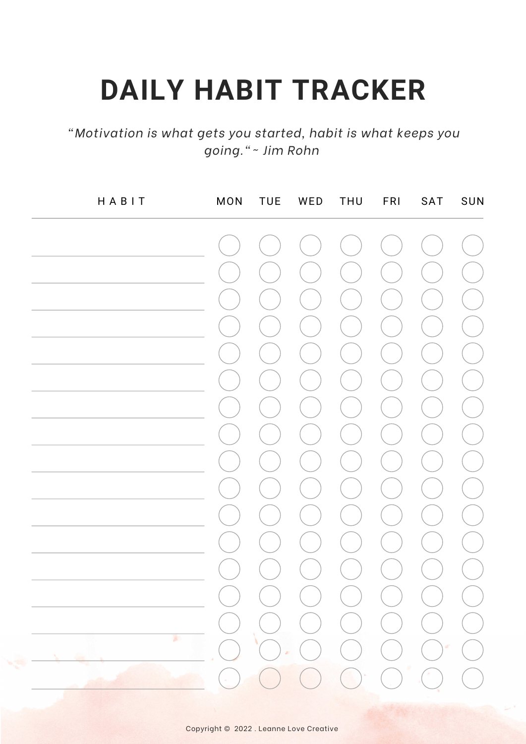# DAILY HABIT TRACKER

*"Motivation is what gets you started, habit is what keeps you going." ~ Jim Rohn*

| HABIT | MON | TUE | WED | THU | FRI | SAT | SUN |
|---|---|---|---|---|---|---|---|
| | | | | | | | |
| | | | | | | | |
| | | | | | | | |
| | | | | | | | |
| | | | | | | | |
| | | | | | | | |
| | | | | | | | |
| | | | | | | | |
| | | | | | | | |
| | | | | | | | |
| | | | | | | | |
| | | | | | | | |
| | | | | | | | |
| | | | | | | | |
| | | | | | | | |
| | | | | | | | |
| | | | | | | | |